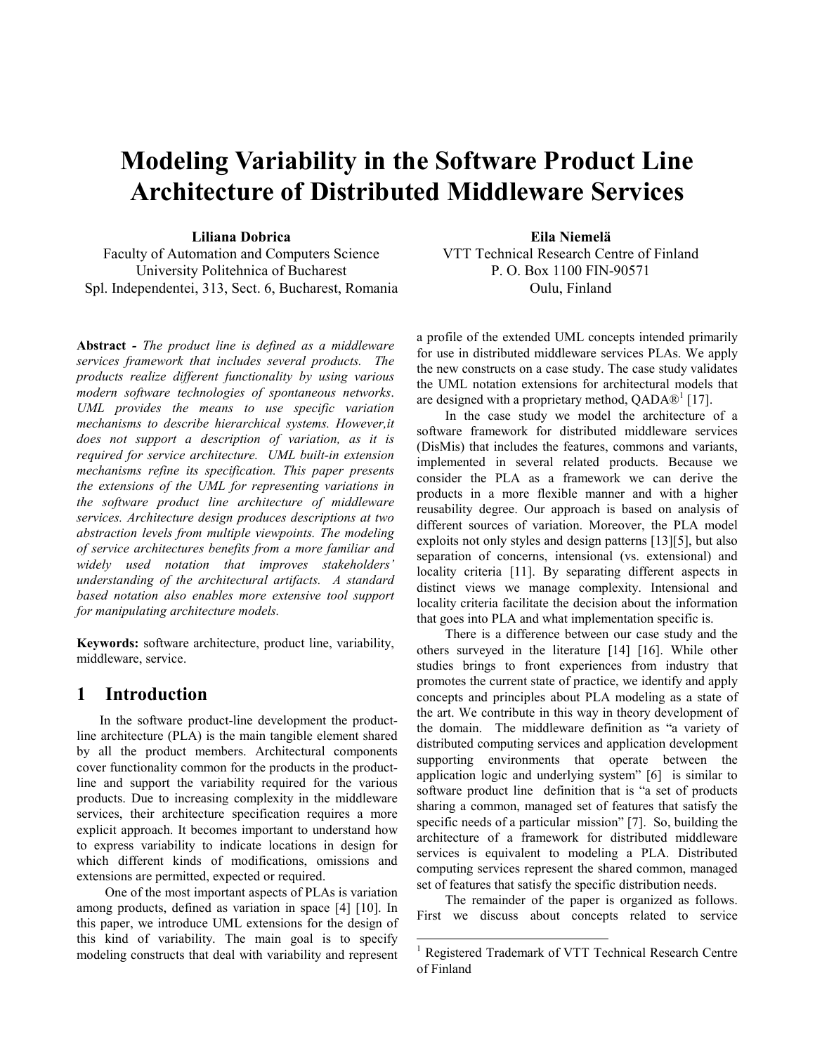# Modeling Variability in the Software Product Line Architecture of Distributed Middleware Services

**Liliana Dobrica**
Faculty of Automation and Computers Science
University Politehnica of Bucharest
Spl. Independentei, 313, Sect. 6, Bucharest, Romania

**Eila Niemelä**
VTT Technical Research Centre of Finland
P. O. Box 1100 FIN-90571
Oulu, Finland

**Abstract -** *The product line is defined as a middleware services framework that includes several products. The products realize different functionality by using various modern software technologies of spontaneous networks. UML provides the means to use specific variation mechanisms to describe hierarchical systems. However,it does not support a description of variation, as it is required for service architecture. UML built-in extension mechanisms refine its specification. This paper presents the extensions of the UML for representing variations in the software product line architecture of middleware services. Architecture design produces descriptions at two abstraction levels from multiple viewpoints. The modeling of service architectures benefits from a more familiar and widely used notation that improves stakeholders' understanding of the architectural artifacts. A standard based notation also enables more extensive tool support for manipulating architecture models.*

**Keywords:** software architecture, product line, variability, middleware, service.

## 1 Introduction

In the software product-line development the product-line architecture (PLA) is the main tangible element shared by all the product members. Architectural components cover functionality common for the products in the product-line and support the variability required for the various products. Due to increasing complexity in the middleware services, their architecture specification requires a more explicit approach. It becomes important to understand how to express variability to indicate locations in design for which different kinds of modifications, omissions and extensions are permitted, expected or required.

One of the most important aspects of PLAs is variation among products, defined as variation in space [4] [10]. In this paper, we introduce UML extensions for the design of this kind of variability. The main goal is to specify modeling constructs that deal with variability and represent a profile of the extended UML concepts intended primarily for use in distributed middleware services PLAs. We apply the new constructs on a case study. The case study validates the UML notation extensions for architectural models that are designed with a proprietary method, QADA®[1] [17].

In the case study we model the architecture of a software framework for distributed middleware services (DisMis) that includes the features, commons and variants, implemented in several related products. Because we consider the PLA as a framework we can derive the products in a more flexible manner and with a higher reusability degree. Our approach is based on analysis of different sources of variation. Moreover, the PLA model exploits not only styles and design patterns [13][5], but also separation of concerns, intensional (vs. extensional) and locality criteria [11]. By separating different aspects in distinct views we manage complexity. Intensional and locality criteria facilitate the decision about the information that goes into PLA and what implementation specific is.

There is a difference between our case study and the others surveyed in the literature [14] [16]. While other studies brings to front experiences from industry that promotes the current state of practice, we identify and apply concepts and principles about PLA modeling as a state of the art. We contribute in this way in theory development of the domain. The middleware definition as "a variety of distributed computing services and application development supporting environments that operate between the application logic and underlying system" [6] is similar to software product line definition that is "a set of products sharing a common, managed set of features that satisfy the specific needs of a particular mission" [7]. So, building the architecture of a framework for distributed middleware services is equivalent to modeling a PLA. Distributed computing services represent the shared common, managed set of features that satisfy the specific distribution needs.

The remainder of the paper is organized as follows. First we discuss about concepts related to service

[1] Registered Trademark of VTT Technical Research Centre of Finland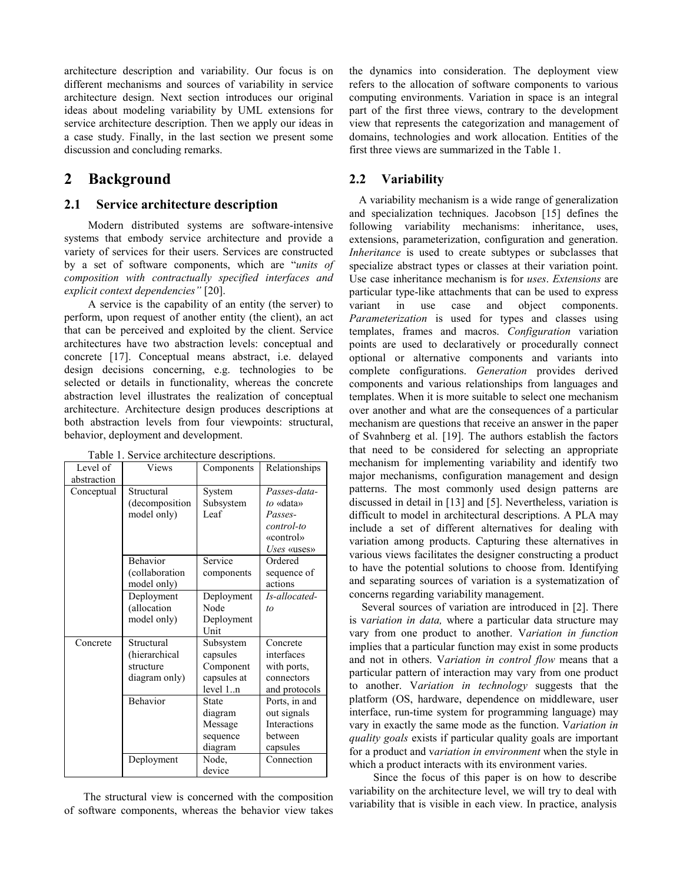architecture description and variability. Our focus is on different mechanisms and sources of variability in service architecture design. Next section introduces our original ideas about modeling variability by UML extensions for service architecture description. Then we apply our ideas in a case study. Finally, in the last section we present some discussion and concluding remarks.

# 2 Background

## 2.1 Service architecture description

Modern distributed systems are software-intensive systems that embody service architecture and provide a variety of services for their users. Services are constructed by a set of software components, which are "*units of composition with contractually specified interfaces and explicit context dependencies"* [20].

A service is the capability of an entity (the server) to perform, upon request of another entity (the client), an act that can be perceived and exploited by the client. Service architectures have two abstraction levels: conceptual and concrete [17]. Conceptual means abstract, i.e. delayed design decisions concerning, e.g. technologies to be selected or details in functionality, whereas the concrete abstraction level illustrates the realization of conceptual architecture. Architecture design produces descriptions at both abstraction levels from four viewpoints: structural, behavior, deployment and development.

Table 1. Service architecture descriptions.

| Level of abstraction | Views | Components | Relationships |
|---|---|---|---|
| Conceptual | Structural (decomposition model only) | System Subsystem Leaf | *Passes-data-to* «data» *Passes-control-to* «control» *Uses* «uses» |
| | Behavior (collaboration model only) | Service components | Ordered sequence of actions |
| | Deployment (allocation model only) | Deployment Node Deployment Unit | *Is-allocated-to* |
| Concrete | Structural (hierarchical structure diagram only) | Subsystem capsules Component capsules at level 1..n | Concrete interfaces with ports, connectors and protocols |
| | Behavior | State diagram Message sequence diagram | Ports, in and out signals Interactions between capsules |
| | Deployment | Node, device | Connection |

The structural view is concerned with the composition of software components, whereas the behavior view takes the dynamics into consideration. The deployment view refers to the allocation of software components to various computing environments. Variation in space is an integral part of the first three views, contrary to the development view that represents the categorization and management of domains, technologies and work allocation. Entities of the first three views are summarized in the Table 1.

## 2.2 Variability

A variability mechanism is a wide range of generalization and specialization techniques. Jacobson [15] defines the following variability mechanisms: inheritance, uses, extensions, parameterization, configuration and generation. *Inheritance* is used to create subtypes or subclasses that specialize abstract types or classes at their variation point. Use case inheritance mechanism is for *uses*. *Extensions* are particular type-like attachments that can be used to express variant in use case and object components. *Parameterization* is used for types and classes using templates, frames and macros. *Configuration* variation points are used to declaratively or procedurally connect optional or alternative components and variants into complete configurations. *Generation* provides derived components and various relationships from languages and templates. When it is more suitable to select one mechanism over another and what are the consequences of a particular mechanism are questions that receive an answer in the paper of Svahnberg et al. [19]. The authors establish the factors that need to be considered for selecting an appropriate mechanism for implementing variability and identify two major mechanisms, configuration management and design patterns. The most commonly used design patterns are discussed in detail in [13] and [5]. Nevertheless, variation is difficult to model in architectural descriptions. A PLA may include a set of different alternatives for dealing with variation among products. Capturing these alternatives in various views facilitates the designer constructing a product to have the potential solutions to choose from. Identifying and separating sources of variation is a systematization of concerns regarding variability management.

Several sources of variation are introduced in [2]. There is v*ariation in data,* where a particular data structure may vary from one product to another. V*ariation in function* implies that a particular function may exist in some products and not in others. V*ariation in control flow* means that a particular pattern of interaction may vary from one product to another. V*ariation in technology* suggests that the platform (OS, hardware, dependence on middleware, user interface, run-time system for programming language) may vary in exactly the same mode as the function. V*ariation in quality goals* exists if particular quality goals are important for a product and v*ariation in environment* when the style in which a product interacts with its environment varies.

Since the focus of this paper is on how to describe variability on the architecture level, we will try to deal with variability that is visible in each view. In practice, analysis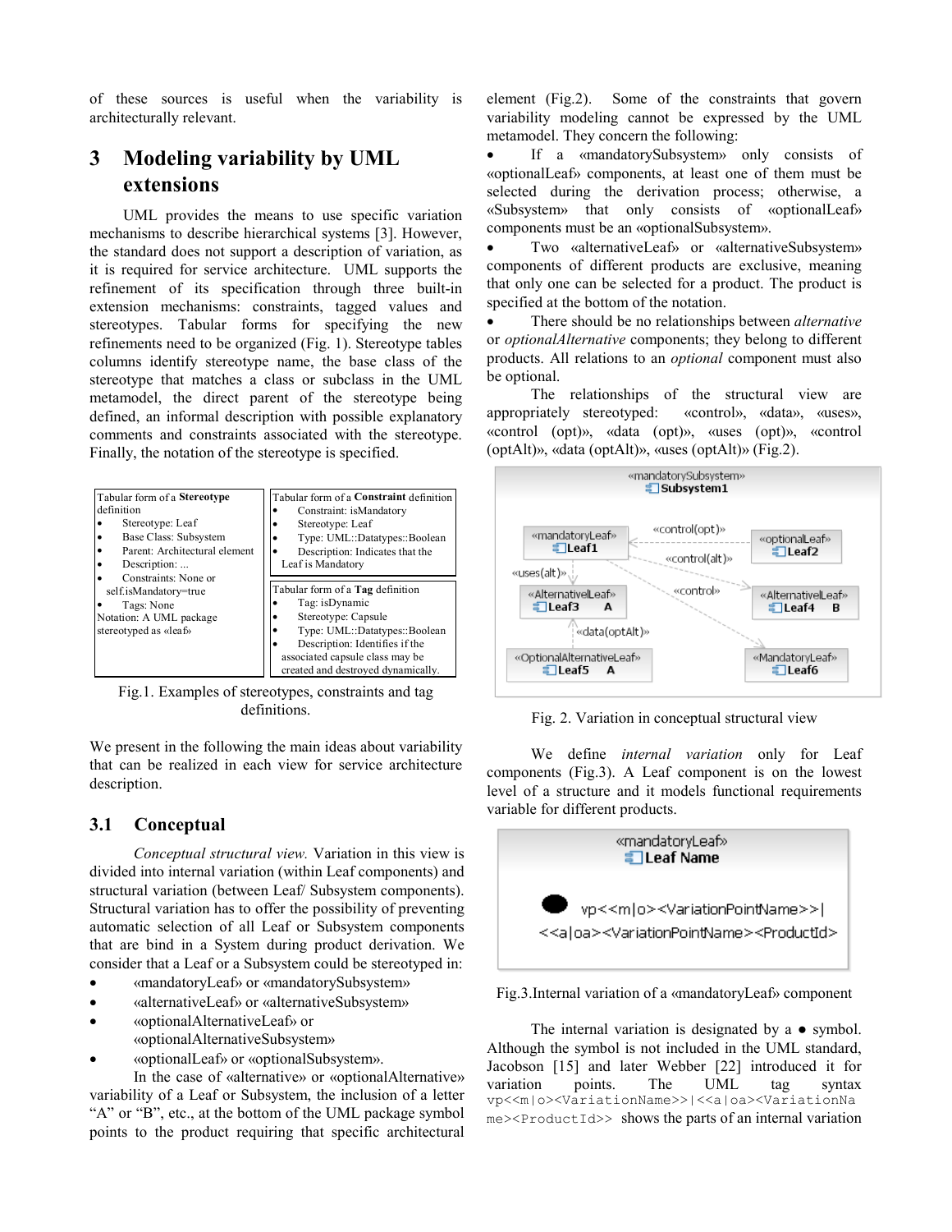of these sources is useful when the variability is architecturally relevant.

# 3 Modeling variability by UML extensions

UML provides the means to use specific variation mechanisms to describe hierarchical systems [3]. However, the standard does not support a description of variation, as it is required for service architecture. UML supports the refinement of its specification through three built-in extension mechanisms: constraints, tagged values and stereotypes. Tabular forms for specifying the new refinements need to be organized (Fig. 1). Stereotype tables columns identify stereotype name, the base class of the stereotype that matches a class or subclass in the UML metamodel, the direct parent of the stereotype being defined, an informal description with possible explanatory comments and constraints associated with the stereotype. Finally, the notation of the stereotype is specified.

| Tabular form of a **Stereotype** definition | Tabular form of a **Constraint** definition |
|---|---|
| • Stereotype: Leaf<br>• Base Class: Subsystem<br>• Parent: Architectural element<br>• Description: ...<br>• Constraints: None or self.isMandatory=true<br>• Tags: None<br>Notation: A UML package stereotyped as «leaf» | • Constraint: isMandatory<br>• Stereotype: Leaf<br>• Type: UML::Datatypes::Boolean<br>• Description: Indicates that the Leaf is Mandatory |
| | **Tabular form of a Tag definition**<br>• Tag: isDynamic<br>• Stereotype: Capsule<br>• Type: UML::Datatypes::Boolean<br>• Description: Identifies if the associated capsule class may be created and destroyed dynamically. |

Fig.1. Examples of stereotypes, constraints and tag definitions.

We present in the following the main ideas about variability that can be realized in each view for service architecture description.

## 3.1 Conceptual

*Conceptual structural view.* Variation in this view is divided into internal variation (within Leaf components) and structural variation (between Leaf/ Subsystem components). Structural variation has to offer the possibility of preventing automatic selection of all Leaf or Subsystem components that are bind in a System during product derivation. We consider that a Leaf or a Subsystem could be stereotyped in:

- «mandatoryLeaf» or «mandatorySubsystem»
- «alternativeLeaf» or «alternativeSubsystem»
- «optionalAlternativeLeaf» or «optionalAlternativeSubsystem»
- «optionalLeaf» or «optionalSubsystem».

In the case of «alternative» or «optionalAlternative» variability of a Leaf or Subsystem, the inclusion of a letter "A" or "B", etc., at the bottom of the UML package symbol points to the product requiring that specific architectural element (Fig.2). Some of the constraints that govern variability modeling cannot be expressed by the UML metamodel. They concern the following:

- If a «mandatorySubsystem» only consists of «optionalLeaf» components, at least one of them must be selected during the derivation process; otherwise, a «Subsystem» that only consists of «optionalLeaf» components must be an «optionalSubsystem».
- Two «alternativeLeaf» or «alternativeSubsystem» components of different products are exclusive, meaning that only one can be selected for a product. The product is specified at the bottom of the notation.
- There should be no relationships between *alternative* or *optionalAlternative* components; they belong to different products. All relations to an *optional* component must also be optional.

The relationships of the structural view are appropriately stereotyped: «control», «data», «uses», «control (opt)», «data (opt)», «uses (opt)», «control (optAlt)», «data (optAlt)», «uses (optAlt)» (Fig.2).

Fig. 2. Variation in conceptual structural view

We define *internal variation* only for Leaf components (Fig.3). A Leaf component is on the lowest level of a structure and it models functional requirements variable for different products.

Fig.3.Internal variation of a «mandatoryLeaf» component

The internal variation is designated by a ● symbol. Although the symbol is not included in the UML standard, Jacobson [15] and later Webber [22] introduced it for variation points. The UML tag syntax `vp<<m|o><VariationName>>|<<a|oa><VariationName><ProductId>>` shows the parts of an internal variation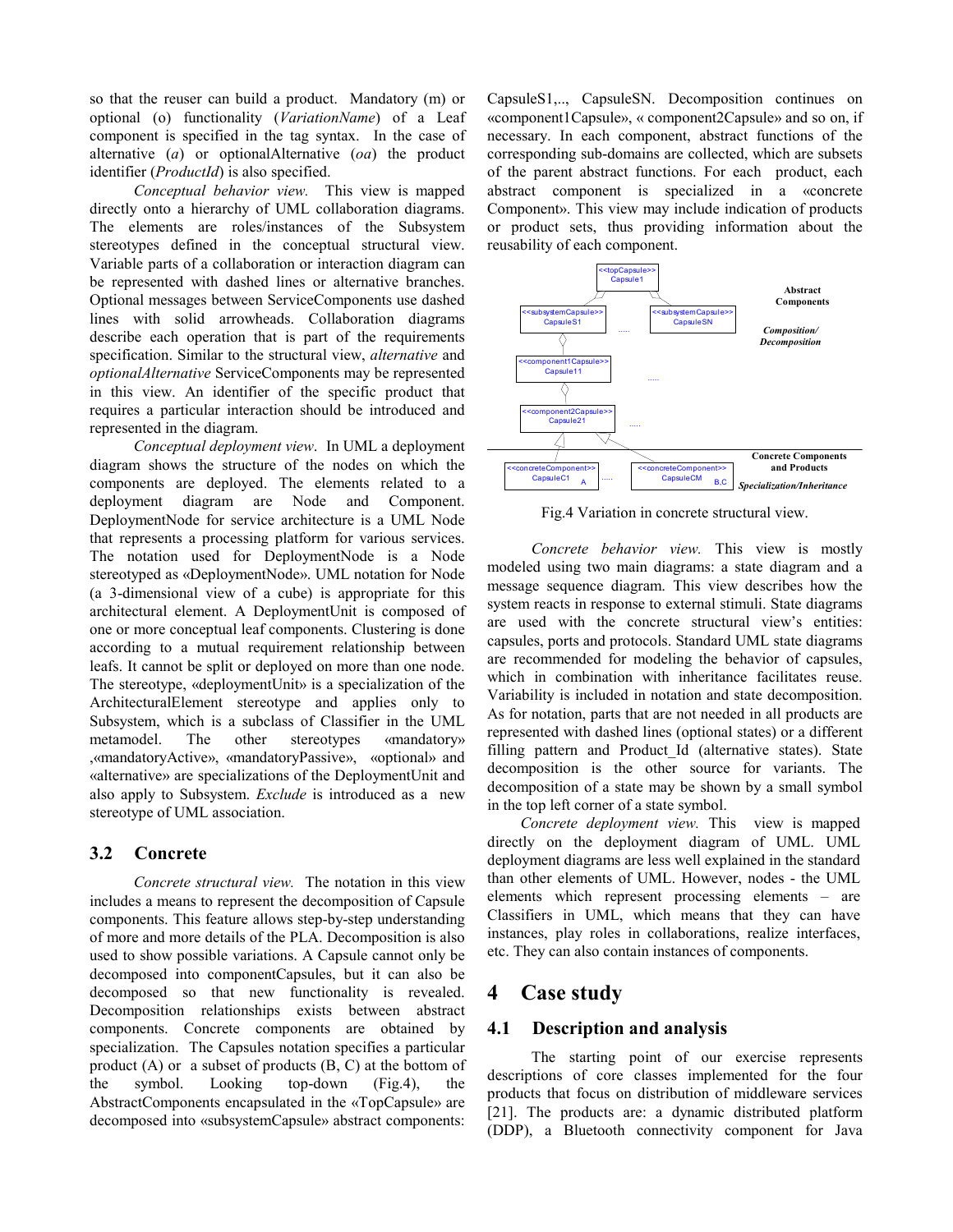so that the reuser can build a product. Mandatory (m) or optional (o) functionality (*VariationName*) of a Leaf component is specified in the tag syntax. In the case of alternative (*a*) or optionalAlternative (*oa*) the product identifier (*ProductId*) is also specified.

*Conceptual behavior view.* This view is mapped directly onto a hierarchy of UML collaboration diagrams. The elements are roles/instances of the Subsystem stereotypes defined in the conceptual structural view. Variable parts of a collaboration or interaction diagram can be represented with dashed lines or alternative branches. Optional messages between ServiceComponents use dashed lines with solid arrowheads. Collaboration diagrams describe each operation that is part of the requirements specification. Similar to the structural view, *alternative* and *optionalAlternative* ServiceComponents may be represented in this view. An identifier of the specific product that requires a particular interaction should be introduced and represented in the diagram.

*Conceptual deployment view*. In UML a deployment diagram shows the structure of the nodes on which the components are deployed. The elements related to a deployment diagram are Node and Component. DeploymentNode for service architecture is a UML Node that represents a processing platform for various services. The notation used for DeploymentNode is a Node stereotyped as «DeploymentNode». UML notation for Node (a 3-dimensional view of a cube) is appropriate for this architectural element. A DeploymentUnit is composed of one or more conceptual leaf components. Clustering is done according to a mutual requirement relationship between leafs. It cannot be split or deployed on more than one node. The stereotype, «deploymentUnit» is a specialization of the ArchitecturalElement stereotype and applies only to Subsystem, which is a subclass of Classifier in the UML metamodel. The other stereotypes «mandatory» ,«mandatoryActive», «mandatoryPassive», «optional» and «alternative» are specializations of the DeploymentUnit and also apply to Subsystem. *Exclude* is introduced as a new stereotype of UML association.

## 3.2 Concrete

*Concrete structural view.* The notation in this view includes a means to represent the decomposition of Capsule components. This feature allows step-by-step understanding of more and more details of the PLA. Decomposition is also used to show possible variations. A Capsule cannot only be decomposed into componentCapsules, but it can also be decomposed so that new functionality is revealed. Decomposition relationships exists between abstract components. Concrete components are obtained by specialization. The Capsules notation specifies a particular product (A) or a subset of products (B, C) at the bottom of the symbol. Looking top-down (Fig.4), the AbstractComponents encapsulated in the «TopCapsule» are decomposed into «subsystemCapsule» abstract components: CapsuleS1,.., CapsuleSN. Decomposition continues on «component1Capsule», « component2Capsule» and so on, if necessary. In each component, abstract functions of the corresponding sub-domains are collected, which are subsets of the parent abstract functions. For each product, each abstract component is specialized in a «concrete Component». This view may include indication of products or product sets, thus providing information about the reusability of each component.

Fig.4 Variation in concrete structural view.

*Concrete behavior view.* This view is mostly modeled using two main diagrams: a state diagram and a message sequence diagram. This view describes how the system reacts in response to external stimuli. State diagrams are used with the concrete structural view's entities: capsules, ports and protocols. Standard UML state diagrams are recommended for modeling the behavior of capsules, which in combination with inheritance facilitates reuse. Variability is included in notation and state decomposition. As for notation, parts that are not needed in all products are represented with dashed lines (optional states) or a different filling pattern and Product_Id (alternative states). State decomposition is the other source for variants. The decomposition of a state may be shown by a small symbol in the top left corner of a state symbol.

*Concrete deployment view.* This view is mapped directly on the deployment diagram of UML. UML deployment diagrams are less well explained in the standard than other elements of UML. However, nodes - the UML elements which represent processing elements – are Classifiers in UML, which means that they can have instances, play roles in collaborations, realize interfaces, etc. They can also contain instances of components.

# 4 Case study

## 4.1 Description and analysis

The starting point of our exercise represents descriptions of core classes implemented for the four products that focus on distribution of middleware services [21]. The products are: a dynamic distributed platform (DDP), a Bluetooth connectivity component for Java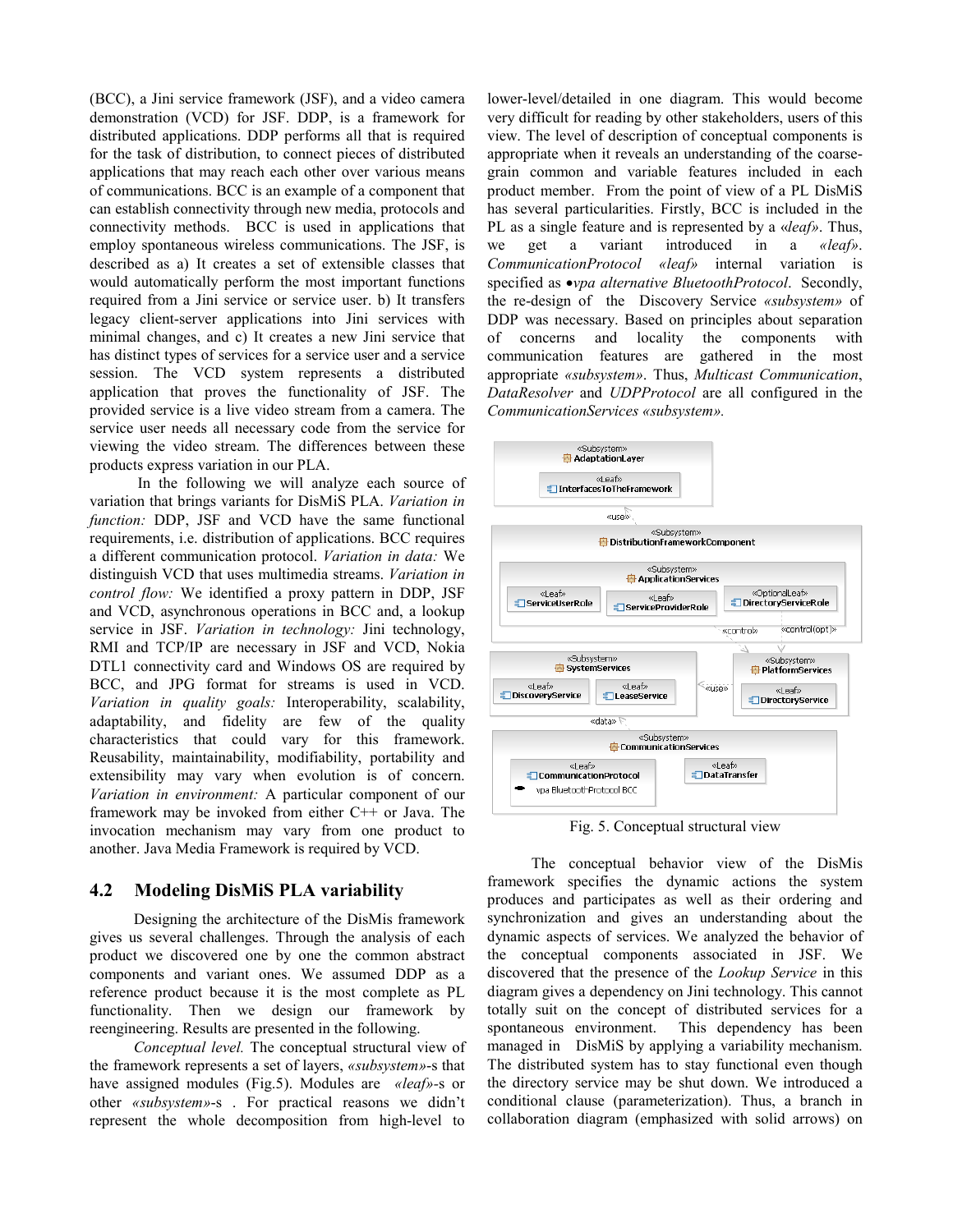(BCC), a Jini service framework (JSF), and a video camera demonstration (VCD) for JSF. DDP, is a framework for distributed applications. DDP performs all that is required for the task of distribution, to connect pieces of distributed applications that may reach each other over various means of communications. BCC is an example of a component that can establish connectivity through new media, protocols and connectivity methods. BCC is used in applications that employ spontaneous wireless communications. The JSF, is described as a) It creates a set of extensible classes that would automatically perform the most important functions required from a Jini service or service user. b) It transfers legacy client-server applications into Jini services with minimal changes, and c) It creates a new Jini service that has distinct types of services for a service user and a service session. The VCD system represents a distributed application that proves the functionality of JSF. The provided service is a live video stream from a camera. The service user needs all necessary code from the service for viewing the video stream. The differences between these products express variation in our PLA.

In the following we will analyze each source of variation that brings variants for DisMiS PLA. *Variation in function:* DDP, JSF and VCD have the same functional requirements, i.e. distribution of applications. BCC requires a different communication protocol. *Variation in data:* We distinguish VCD that uses multimedia streams. *Variation in control flow:* We identified a proxy pattern in DDP, JSF and VCD, asynchronous operations in BCC and, a lookup service in JSF. *Variation in technology:* Jini technology, RMI and TCP/IP are necessary in JSF and VCD, Nokia DTL1 connectivity card and Windows OS are required by BCC, and JPG format for streams is used in VCD. *Variation in quality goals:* Interoperability, scalability, adaptability, and fidelity are few of the quality characteristics that could vary for this framework. Reusability, maintainability, modifiability, portability and extensibility may vary when evolution is of concern. *Variation in environment:* A particular component of our framework may be invoked from either C++ or Java. The invocation mechanism may vary from one product to another. Java Media Framework is required by VCD.

## 4.2 Modeling DisMiS PLA variability

Designing the architecture of the DisMis framework gives us several challenges. Through the analysis of each product we discovered one by one the common abstract components and variant ones. We assumed DDP as a reference product because it is the most complete as PL functionality. Then we design our framework by reengineering. Results are presented in the following.

*Conceptual level.* The conceptual structural view of the framework represents a set of layers, *«subsystem»*-s that have assigned modules (Fig.5). Modules are *«leaf»*-s or other *«subsystem»*-s . For practical reasons we didn't represent the whole decomposition from high-level to lower-level/detailed in one diagram. This would become very difficult for reading by other stakeholders, users of this view. The level of description of conceptual components is appropriate when it reveals an understanding of the coarse-grain common and variable features included in each product member. From the point of view of a PL DisMiS has several particularities. Firstly, BCC is included in the PL as a single feature and is represented by a *«leaf»*. Thus, we get a variant introduced in a *«leaf»*. *CommunicationProtocol «leaf»* internal variation is specified as •*vpa alternative BluetoothProtocol*. Secondly, the re-design of the Discovery Service *«subsystem»* of DDP was necessary. Based on principles about separation of concerns and locality the components with communication features are gathered in the most appropriate *«subsystem»*. Thus, *Multicast Communication*, *DataResolver* and *UDPProtocol* are all configured in the *CommunicationServices «subsystem».*

Fig. 5. Conceptual structural view

The conceptual behavior view of the DisMis framework specifies the dynamic actions the system produces and participates as well as their ordering and synchronization and gives an understanding about the dynamic aspects of services. We analyzed the behavior of the conceptual components associated in JSF. We discovered that the presence of the *Lookup Service* in this diagram gives a dependency on Jini technology. This cannot totally suit on the concept of distributed services for a spontaneous environment. This dependency has been managed in DisMiS by applying a variability mechanism. The distributed system has to stay functional even though the directory service may be shut down. We introduced a conditional clause (parameterization). Thus, a branch in collaboration diagram (emphasized with solid arrows) on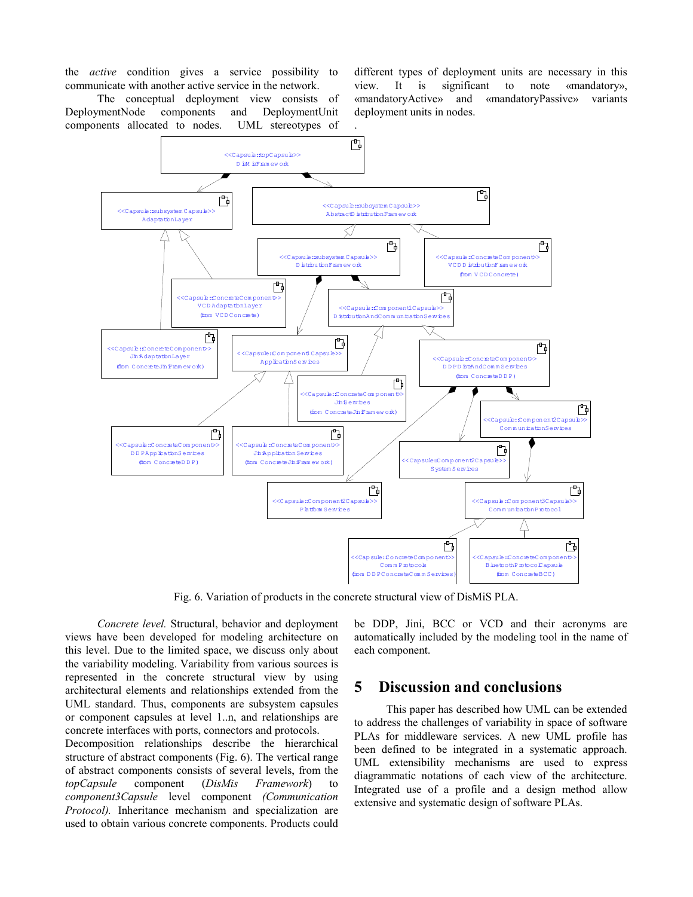the *active* condition gives a service possibility to communicate with another active service in the network.

The conceptual deployment view consists of DeploymentNode components and DeploymentUnit components allocated to nodes. UML stereotypes of different types of deployment units are necessary in this view. It is significant to note «mandatory», «mandatoryActive» and «mandatoryPassive» variants deployment units in nodes.

.

Fig. 6. Variation of products in the concrete structural view of DisMiS PLA.

*Concrete level.* Structural, behavior and deployment views have been developed for modeling architecture on this level. Due to the limited space, we discuss only about the variability modeling. Variability from various sources is represented in the concrete structural view by using architectural elements and relationships extended from the UML standard. Thus, components are subsystem capsules or component capsules at level 1..n, and relationships are concrete interfaces with ports, connectors and protocols.

Decomposition relationships describe the hierarchical structure of abstract components (Fig. 6). The vertical range of abstract components consists of several levels, from the *topCapsule* component (*DisMis Framework*) to *component3Capsule* level component *(Communication Protocol).* Inheritance mechanism and specialization are used to obtain various concrete components. Products could be DDP, Jini, BCC or VCD and their acronyms are automatically included by the modeling tool in the name of each component.

## 5 Discussion and conclusions

This paper has described how UML can be extended to address the challenges of variability in space of software PLAs for middleware services. A new UML profile has been defined to be integrated in a systematic approach. UML extensibility mechanisms are used to express diagrammatic notations of each view of the architecture. Integrated use of a profile and a design method allow extensive and systematic design of software PLAs.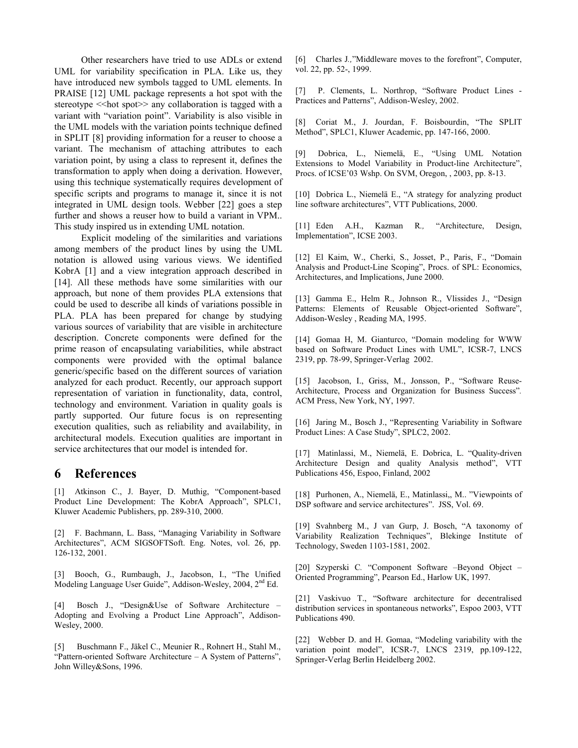Other researchers have tried to use ADLs or extend UML for variability specification in PLA. Like us, they have introduced new symbols tagged to UML elements. In PRAISE [12] UML package represents a hot spot with the stereotype <<hot spot>> any collaboration is tagged with a variant with "variation point". Variability is also visible in the UML models with the variation points technique defined in SPLIT [8] providing information for a reuser to choose a variant. The mechanism of attaching attributes to each variation point, by using a class to represent it, defines the transformation to apply when doing a derivation. However, using this technique systematically requires development of specific scripts and programs to manage it, since it is not integrated in UML design tools. Webber [22] goes a step further and shows a reuser how to build a variant in VPM.. This study inspired us in extending UML notation.

Explicit modeling of the similarities and variations among members of the product lines by using the UML notation is allowed using various views. We identified KobrA [1] and a view integration approach described in [14]. All these methods have some similarities with our approach, but none of them provides PLA extensions that could be used to describe all kinds of variations possible in PLA. PLA has been prepared for change by studying various sources of variability that are visible in architecture description. Concrete components were defined for the prime reason of encapsulating variabilities, while abstract components were provided with the optimal balance generic/specific based on the different sources of variation analyzed for each product. Recently, our approach support representation of variation in functionality, data, control, technology and environment. Variation in quality goals is partly supported. Our future focus is on representing execution qualities, such as reliability and availability, in architectural models. Execution qualities are important in service architectures that our model is intended for.

# 6 References

[1] Atkinson C., J. Bayer, D. Muthig, "Component-based Product Line Development: The KobrA Approach", SPLC1, Kluwer Academic Publishers, pp. 289-310, 2000.

[2] F. Bachmann, L. Bass, "Managing Variability in Software Architectures", ACM SIGSOFTSoft. Eng. Notes, vol. 26, pp. 126-132, 2001.

[3] Booch, G., Rumbaugh, J., Jacobson, I., "The Unified Modeling Language User Guide", Addison-Wesley, 2004, 2nd Ed.

[4] Bosch J., "Design&Use of Software Architecture – Adopting and Evolving a Product Line Approach", Addison-Wesley, 2000.

[5] Buschmann F., Jäkel C., Meunier R., Rohnert H., Stahl M., "Pattern-oriented Software Architecture – A System of Patterns", John Willey&Sons, 1996.

[6] Charles J.,"Middleware moves to the forefront", Computer, vol. 22, pp. 52-, 1999.

[7] P. Clements, L. Northrop, "Software Product Lines - Practices and Patterns", Addison-Wesley, 2002.

[8] Coriat M., J. Jourdan, F. Boisbourdin, "The SPLIT Method", SPLC1, Kluwer Academic, pp. 147-166, 2000.

[9] Dobrica, L., Niemelä, E., "Using UML Notation Extensions to Model Variability in Product-line Architecture", Procs. of ICSE'03 Wshp. On SVM, Oregon, , 2003, pp. 8-13.

[10] Dobrica L., Niemelä E., "A strategy for analyzing product line software architectures", VTT Publications, 2000.

[11] Eden A.H., Kazman R., "Architecture, Design, Implementation", ICSE 2003.

[12] El Kaim, W., Cherki, S., Josset, P., Paris, F., "Domain Analysis and Product-Line Scoping", Procs. of SPL: Economics, Architectures, and Implications, June 2000.

[13] Gamma E., Helm R., Johnson R., Vlissides J., "Design Patterns: Elements of Reusable Object-oriented Software", Addison-Wesley , Reading MA, 1995.

[14] Gomaa H, M. Gianturco, "Domain modeling for WWW based on Software Product Lines with UML", ICSR-7, LNCS 2319, pp. 78-99, Springer-Verlag 2002.

[15] Jacobson, I., Griss, M., Jonsson, P., "Software Reuse-Architecture, Process and Organization for Business Success". ACM Press, New York, NY, 1997.

[16] Jaring M., Bosch J., "Representing Variability in Software Product Lines: A Case Study", SPLC2, 2002.

[17] Matinlassi, M., Niemelä, E. Dobrica, L. "Quality-driven Architecture Design and quality Analysis method", VTT Publications 456, Espoo, Finland, 2002

[18] Purhonen, A., Niemelä, E., Matinlassi,, M.. "Viewpoints of DSP software and service architectures". JSS, Vol. 69.

[19] Svahnberg M., J van Gurp, J. Bosch, "A taxonomy of Variability Realization Techniques", Blekinge Institute of Technology, Sweden 1103-1581, 2002.

[20] Szyperski C. "Component Software –Beyond Object –Oriented Programming", Pearson Ed., Harlow UK, 1997.

[21] Vaskivuo T., "Software architecture for decentralised distribution services in spontaneous networks", Espoo 2003, VTT Publications 490.

[22] Webber D. and H. Gomaa, "Modeling variability with the variation point model", ICSR-7, LNCS 2319, pp.109-122, Springer-Verlag Berlin Heidelberg 2002.